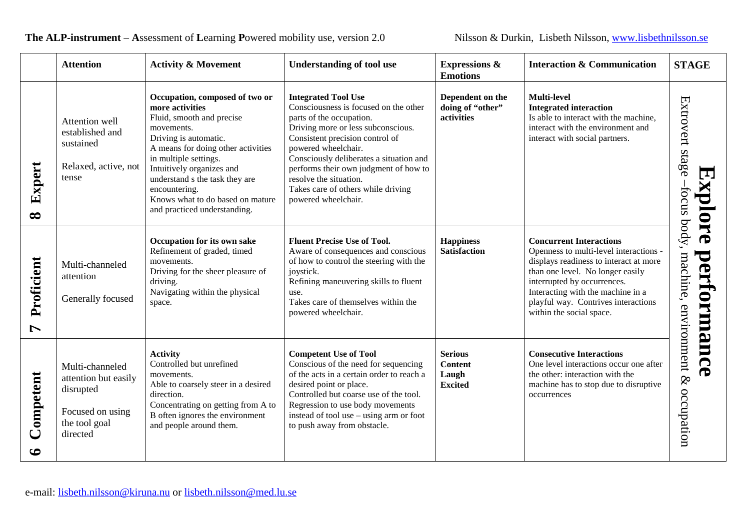**The ALP-instrument** – **A**ssessment of **L**earning **P**owered mobility use, version 2.0 Nilsson & Durkin, Lisbeth Nilsson, www.lisbethnilsson.se

| | Attention | Activity & Movement | Understanding of tool use | Expressions & Emotions | Interaction & Communication | STAGE |
|---|---|---|---|---|---|---|
| **8 Expert** | Attention well established and sustained<br><br>Relaxed, active, not tense | **Occupation, composed of two or more activities**<br>Fluid, smooth and precise movements.<br>Driving is automatic.<br>A means for doing other activities in multiple settings.<br>Intuitively organizes and understand s the task they are encountering.<br>Knows what to do based on mature and practiced understanding. | **Integrated Tool Use**<br>Consciousness is focused on the other parts of the occupation.<br>Driving more or less subconscious.<br>Consistent precision control of powered wheelchair.<br>Consciously deliberates a situation and performs their own judgment of how to resolve the situation.<br>Takes care of others while driving powered wheelchair. | **Dependent on the doing of "other" activities** | **Multi-level**<br>**Integrated interaction**<br>Is able to interact with the machine, interact with the environment and interact with social partners. | **Explore performance**<br>Extrovert stage –focus body, machine, environment & occupation |
| **7 Proficient** | Multi-channeled attention<br><br>Generally focused | **Occupation for its own sake**<br>Refinement of graded, timed movements.<br>Driving for the sheer pleasure of driving.<br>Navigating within the physical space. | **Fluent Precise Use of Tool.**<br>Aware of consequences and conscious of how to control the steering with the joystick.<br>Refining maneuvering skills to fluent use.<br>Takes care of themselves within the powered wheelchair. | **Happiness**<br>**Satisfaction** | **Concurrent Interactions**<br>Openness to multi-level interactions - displays readiness to interact at more than one level. No longer easily interrupted by occurrences.<br>Interacting with the machine in a playful way. Contrives interactions within the social space. | |
| **6 Competent** | Multi-channeled attention but easily disrupted<br><br>Focused on using the tool goal directed | **Activity**<br>Controlled but unrefined movements.<br>Able to coarsely steer in a desired direction.<br>Concentrating on getting from A to B often ignores the environment and people around them. | **Competent Use of Tool**<br>Conscious of the need for sequencing of the acts in a certain order to reach a desired point or place.<br>Controlled but coarse use of the tool.<br>Regression to use body movements instead of tool use – using arm or foot to push away from obstacle. | **Serious**<br>**Content**<br>**Laugh**<br>**Excited** | **Consecutive Interactions**<br>One level interactions occur one after the other: interaction with the machine has to stop due to disruptive occurrences | |

e-mail: lisbeth.nilsson@kiruna.nu or lisbeth.nilsson@med.lu.se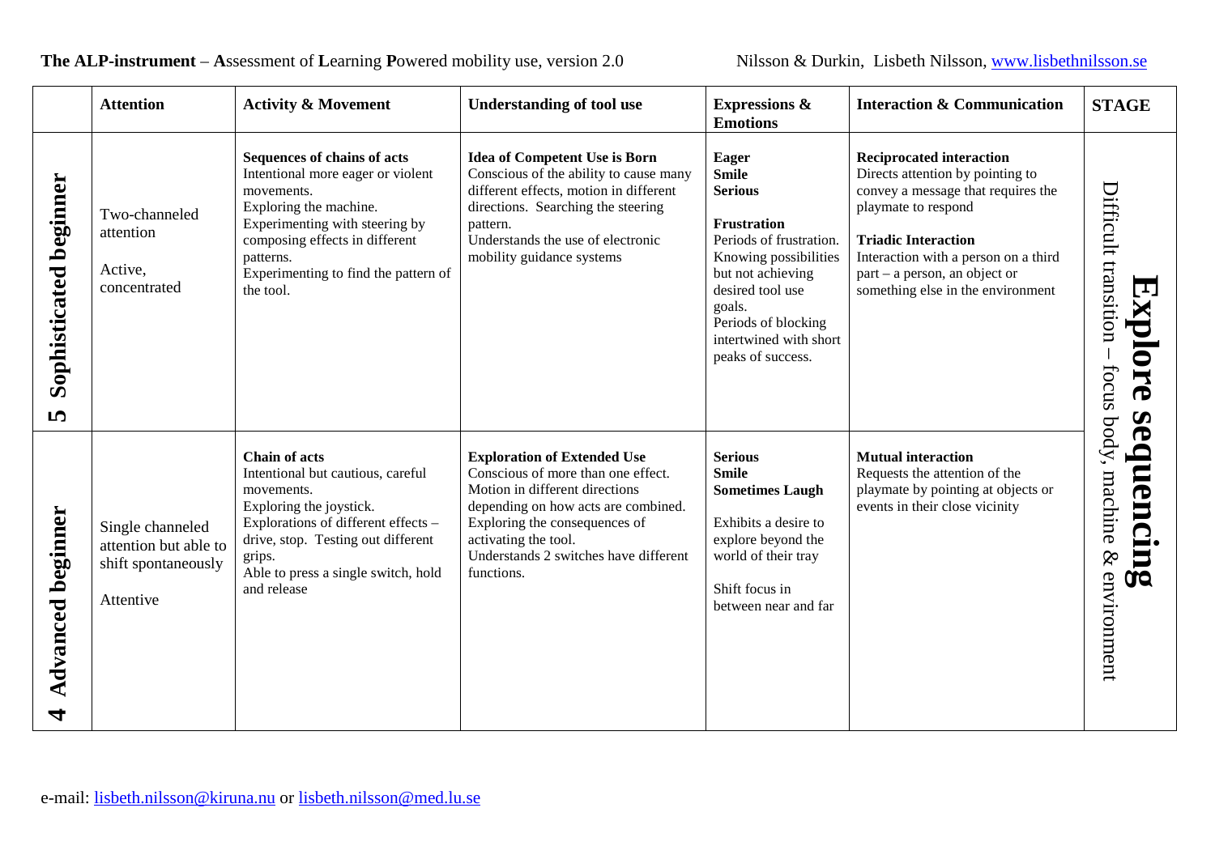**The ALP-instrument** – **A**ssessment of **L**earning **P**owered mobility use, version 2.0 Nilsson & Durkin, Lisbeth Nilsson, www.lisbethnilsson.se

| | Attention | Activity & Movement | Understanding of tool use | Expressions & Emotions | Interaction & Communication | STAGE |
|---|---|---|---|---|---|---|
| **5 Sophisticated beginner** | Two-channeled attention<br><br>Active, concentrated | **Sequences of chains of acts**<br>Intentional more eager or violent movements.<br>Exploring the machine.<br>Experimenting with steering by composing effects in different patterns.<br>Experimenting to find the pattern of the tool. | **Idea of Competent Use is Born**<br>Conscious of the ability to cause many different effects, motion in different directions. Searching the steering pattern.<br>Understands the use of electronic mobility guidance systems | **Eager**<br>**Smile**<br>**Serious**<br><br>**Frustration**<br>Periods of frustration. Knowing possibilities but not achieving desired tool use goals.<br>Periods of blocking intertwined with short peaks of success. | **Reciprocated interaction**<br>Directs attention by pointing to convey a message that requires the playmate to respond<br><br>**Triadic Interaction**<br>Interaction with a person on a third part – a person, an object or something else in the environment | **Explore sequencing**<br>Difficult transition – focus body, machine & environment |
| **4 Advanced beginner** | Single channeled attention but able to shift spontaneously<br><br>Attentive | **Chain of acts**<br>Intentional but cautious, careful movements.<br>Exploring the joystick.<br>Explorations of different effects – drive, stop. Testing out different grips.<br>Able to press a single switch, hold and release | **Exploration of Extended Use**<br>Conscious of more than one effect.<br>Motion in different directions depending on how acts are combined.<br>Exploring the consequences of activating the tool.<br>Understands 2 switches have different functions. | **Serious**<br>**Smile**<br>**Sometimes Laugh**<br><br>Exhibits a desire to explore beyond the world of their tray<br><br>Shift focus in between near and far | **Mutual interaction**<br>Requests the attention of the playmate by pointing at objects or events in their close vicinity | |

e-mail: lisbeth.nilsson@kiruna.nu or lisbeth.nilsson@med.lu.se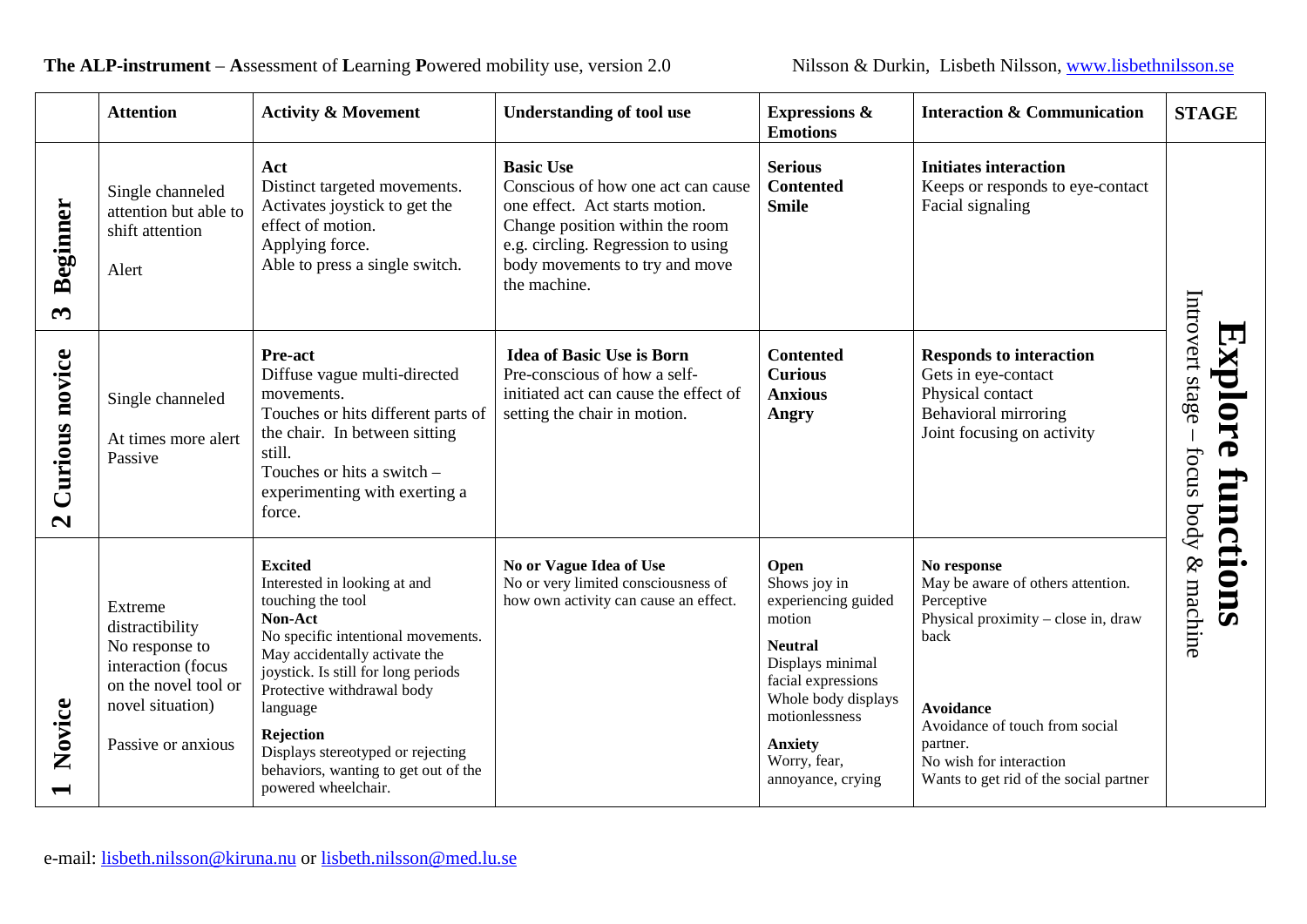**The ALP-instrument** – **A**ssessment of **L**earning **P**owered mobility use, version 2.0 Nilsson & Durkin, Lisbeth Nilsson, www.lisbethnilsson.se

| | Attention | Activity & Movement | Understanding of tool use | Expressions & Emotions | Interaction & Communication | STAGE |
|---|---|---|---|---|---|---|
| **3 Beginner** | Single channeled attention but able to shift attention<br><br>Alert | **Act**<br>Distinct targeted movements.<br>Activates joystick to get the effect of motion.<br>Applying force.<br>Able to press a single switch. | **Basic Use**<br>Conscious of how one act can cause one effect. Act starts motion.<br>Change position within the room e.g. circling. Regression to using body movements to try and move the machine. | **Serious**<br>**Contented**<br>**Smile** | **Initiates interaction**<br>Keeps or responds to eye-contact<br>Facial signaling | **Explore functions**<br>Introvert stage – focus body & machine |
| **2 Curious novice** | Single channeled<br><br>At times more alert<br>Passive | **Pre-act**<br>Diffuse vague multi-directed movements.<br>Touches or hits different parts of the chair. In between sitting still.<br>Touches or hits a switch – experimenting with exerting a force. | **Idea of Basic Use is Born**<br>Pre-conscious of how a self-initiated act can cause the effect of setting the chair in motion. | **Contented**<br>**Curious**<br>**Anxious**<br>**Angry** | **Responds to interaction**<br>Gets in eye-contact<br>Physical contact<br>Behavioral mirroring<br>Joint focusing on activity | |
| **1 Novice** | Extreme distractibility<br>No response to interaction (focus on the novel tool or novel situation)<br><br>Passive or anxious | **Excited**<br>Interested in looking at and touching the tool<br>**Non-Act**<br>No specific intentional movements.<br>May accidentally activate the joystick. Is still for long periods<br>Protective withdrawal body language<br>**Rejection**<br>Displays stereotyped or rejecting behaviors, wanting to get out of the powered wheelchair. | **No or Vague Idea of Use**<br>No or very limited consciousness of how own activity can cause an effect. | **Open**<br>Shows joy in experiencing guided motion<br>**Neutral**<br>Displays minimal facial expressions<br>Whole body displays motionlessness<br>**Anxiety**<br>Worry, fear, annoyance, crying | **No response**<br>May be aware of others attention.<br>Perceptive<br>Physical proximity – close in, draw back<br><br>**Avoidance**<br>Avoidance of touch from social partner.<br>No wish for interaction<br>Wants to get rid of the social partner | |

e-mail: lisbeth.nilsson@kiruna.nu or lisbeth.nilsson@med.lu.se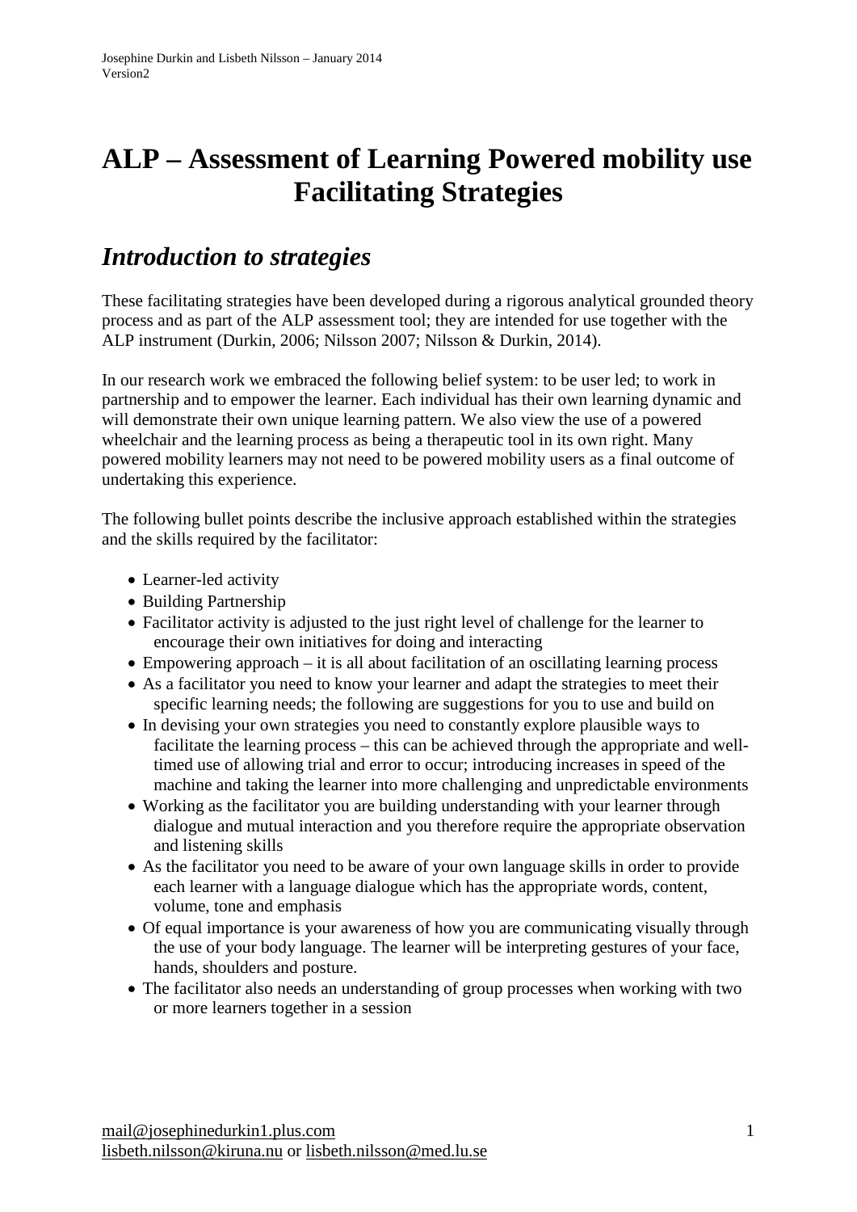# ALP – Assessment of Learning Powered mobility use Facilitating Strategies

## *Introduction to strategies*

These facilitating strategies have been developed during a rigorous analytical grounded theory process and as part of the ALP assessment tool; they are intended for use together with the ALP instrument (Durkin, 2006; Nilsson 2007; Nilsson & Durkin, 2014).

In our research work we embraced the following belief system: to be user led; to work in partnership and to empower the learner. Each individual has their own learning dynamic and will demonstrate their own unique learning pattern. We also view the use of a powered wheelchair and the learning process as being a therapeutic tool in its own right. Many powered mobility learners may not need to be powered mobility users as a final outcome of undertaking this experience.

The following bullet points describe the inclusive approach established within the strategies and the skills required by the facilitator:

- Learner-led activity
- Building Partnership
- Facilitator activity is adjusted to the just right level of challenge for the learner to encourage their own initiatives for doing and interacting
- Empowering approach – it is all about facilitation of an oscillating learning process
- As a facilitator you need to know your learner and adapt the strategies to meet their specific learning needs; the following are suggestions for you to use and build on
- In devising your own strategies you need to constantly explore plausible ways to facilitate the learning process – this can be achieved through the appropriate and well-timed use of allowing trial and error to occur; introducing increases in speed of the machine and taking the learner into more challenging and unpredictable environments
- Working as the facilitator you are building understanding with your learner through dialogue and mutual interaction and you therefore require the appropriate observation and listening skills
- As the facilitator you need to be aware of your own language skills in order to provide each learner with a language dialogue which has the appropriate words, content, volume, tone and emphasis
- Of equal importance is your awareness of how you are communicating visually through the use of your body language. The learner will be interpreting gestures of your face, hands, shoulders and posture.
- The facilitator also needs an understanding of group processes when working with two or more learners together in a session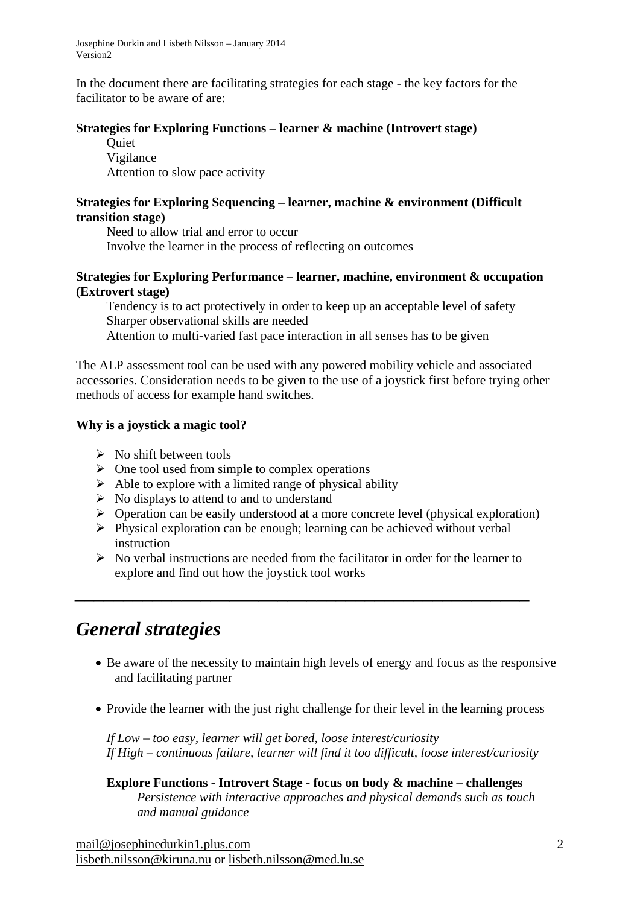In the document there are facilitating strategies for each stage - the key factors for the facilitator to be aware of are:

**Strategies for Exploring Functions – learner & machine (Introvert stage)**

Quiet
Vigilance
Attention to slow pace activity

**Strategies for Exploring Sequencing – learner, machine & environment (Difficult transition stage)**

Need to allow trial and error to occur
Involve the learner in the process of reflecting on outcomes

**Strategies for Exploring Performance – learner, machine, environment & occupation (Extrovert stage)**

Tendency is to act protectively in order to keep up an acceptable level of safety
Sharper observational skills are needed
Attention to multi-varied fast pace interaction in all senses has to be given

The ALP assessment tool can be used with any powered mobility vehicle and associated accessories. Consideration needs to be given to the use of a joystick first before trying other methods of access for example hand switches.

**Why is a joystick a magic tool?**

- No shift between tools
- One tool used from simple to complex operations
- Able to explore with a limited range of physical ability
- No displays to attend to and to understand
- Operation can be easily understood at a more concrete level (physical exploration)
- Physical exploration can be enough; learning can be achieved without verbal instruction
- No verbal instructions are needed from the facilitator in order for the learner to explore and find out how the joystick tool works

---

## *General strategies*

- Be aware of the necessity to maintain high levels of energy and focus as the responsive and facilitating partner
- Provide the learner with the just right challenge for their level in the learning process

*If Low – too easy, learner will get bored, loose interest/curiosity*
*If High – continuous failure, learner will find it too difficult, loose interest/curiosity*

**Explore Functions - Introvert Stage - focus on body & machine – challenges**

*Persistence with interactive approaches and physical demands such as touch and manual guidance*

mail@josephinedurkin1.plus.com
lisbeth.nilsson@kiruna.nu or lisbeth.nilsson@med.lu.se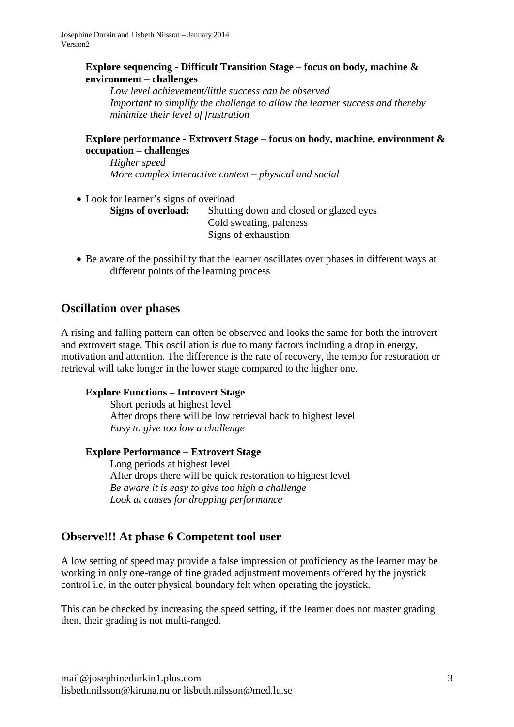**Explore sequencing - Difficult Transition Stage – focus on body, machine & environment – challenges**

*Low level achievement/little success can be observed*
*Important to simplify the challenge to allow the learner success and thereby minimize their level of frustration*

**Explore performance - Extrovert Stage – focus on body, machine, environment & occupation – challenges**

*Higher speed*
*More complex interactive context – physical and social*

- Look for learner's signs of overload

  **Signs of overload:** Shutting down and closed or glazed eyes
  Cold sweating, paleness
  Signs of exhaustion

- Be aware of the possibility that the learner oscillates over phases in different ways at different points of the learning process

## Oscillation over phases

A rising and falling pattern can often be observed and looks the same for both the introvert and extrovert stage. This oscillation is due to many factors including a drop in energy, motivation and attention. The difference is the rate of recovery, the tempo for restoration or retrieval will take longer in the lower stage compared to the higher one.

**Explore Functions – Introvert Stage**

Short periods at highest level
After drops there will be low retrieval back to highest level
*Easy to give too low a challenge*

**Explore Performance – Extrovert Stage**

Long periods at highest level
After drops there will be quick restoration to highest level
*Be aware it is easy to give too high a challenge*
*Look at causes for dropping performance*

## Observe!!! At phase 6 Competent tool user

A low setting of speed may provide a false impression of proficiency as the learner may be working in only one-range of fine graded adjustment movements offered by the joystick control i.e. in the outer physical boundary felt when operating the joystick.

This can be checked by increasing the speed setting, if the learner does not master grading then, their grading is not multi-ranged.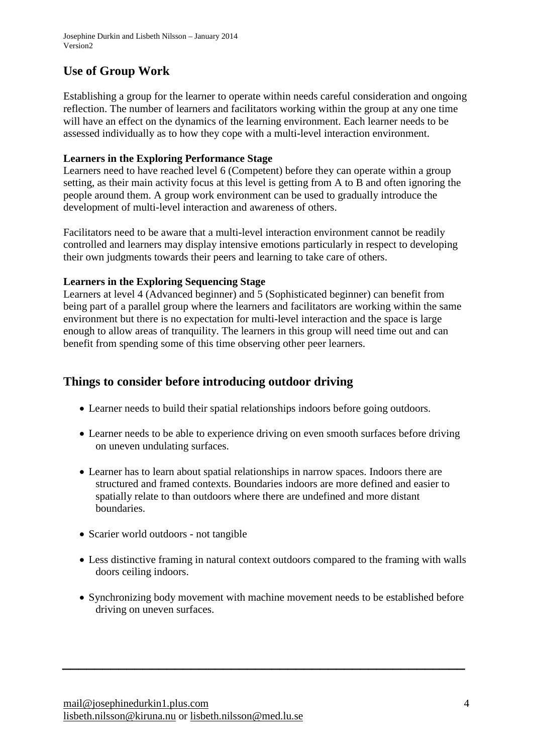## Use of Group Work

Establishing a group for the learner to operate within needs careful consideration and ongoing reflection. The number of learners and facilitators working within the group at any one time will have an effect on the dynamics of the learning environment. Each learner needs to be assessed individually as to how they cope with a multi-level interaction environment.

**Learners in the Exploring Performance Stage**

Learners need to have reached level 6 (Competent) before they can operate within a group setting, as their main activity focus at this level is getting from A to B and often ignoring the people around them. A group work environment can be used to gradually introduce the development of multi-level interaction and awareness of others.

Facilitators need to be aware that a multi-level interaction environment cannot be readily controlled and learners may display intensive emotions particularly in respect to developing their own judgments towards their peers and learning to take care of others.

**Learners in the Exploring Sequencing Stage**

Learners at level 4 (Advanced beginner) and 5 (Sophisticated beginner) can benefit from being part of a parallel group where the learners and facilitators are working within the same environment but there is no expectation for multi-level interaction and the space is large enough to allow areas of tranquility. The learners in this group will need time out and can benefit from spending some of this time observing other peer learners.

## Things to consider before introducing outdoor driving

- Learner needs to build their spatial relationships indoors before going outdoors.
- Learner needs to be able to experience driving on even smooth surfaces before driving on uneven undulating surfaces.
- Learner has to learn about spatial relationships in narrow spaces. Indoors there are structured and framed contexts. Boundaries indoors are more defined and easier to spatially relate to than outdoors where there are undefined and more distant boundaries.
- Scarier world outdoors - not tangible
- Less distinctive framing in natural context outdoors compared to the framing with walls doors ceiling indoors.
- Synchronizing body movement with machine movement needs to be established before driving on uneven surfaces.

mail@josephinedurkin1.plus.com
lisbeth.nilsson@kiruna.nu or lisbeth.nilsson@med.lu.se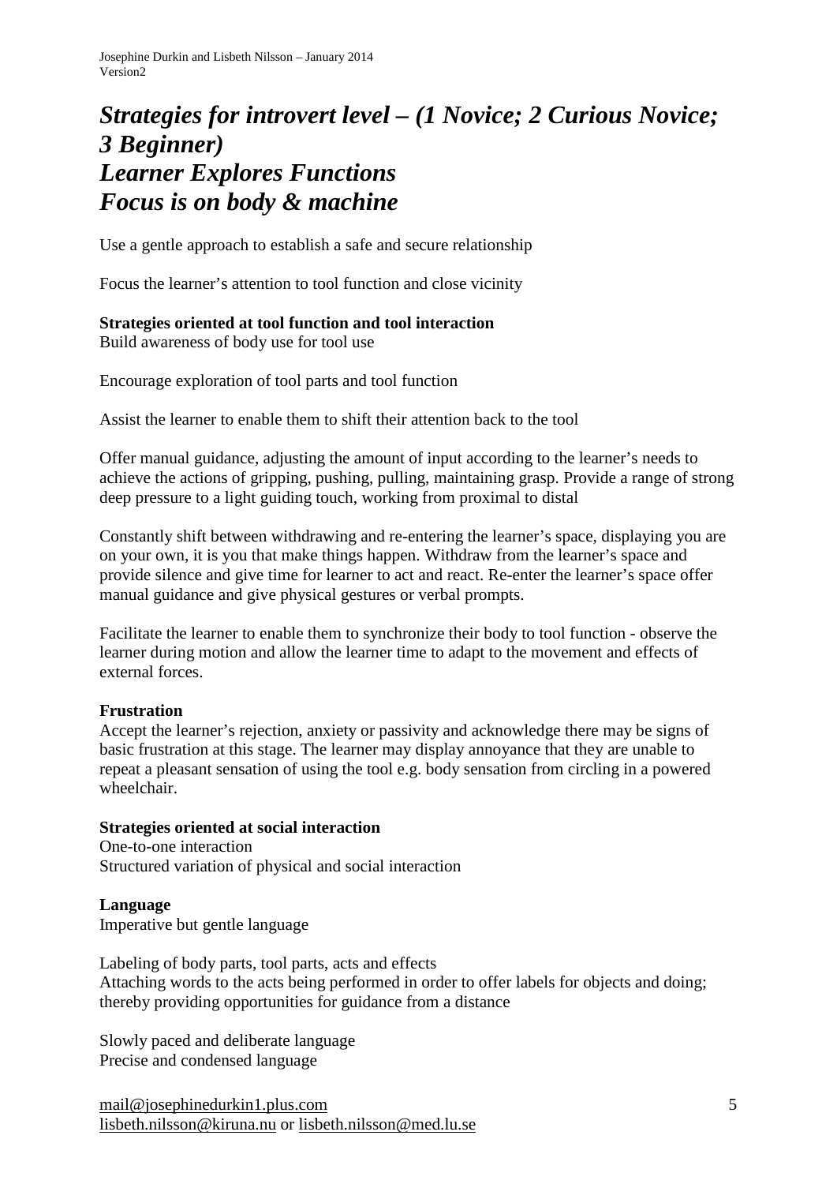# *Strategies for introvert level – (1 Novice; 2 Curious Novice; 3 Beginner)*
# *Learner Explores Functions*
# *Focus is on body & machine*

Use a gentle approach to establish a safe and secure relationship

Focus the learner's attention to tool function and close vicinity

**Strategies oriented at tool function and tool interaction**
Build awareness of body use for tool use

Encourage exploration of tool parts and tool function

Assist the learner to enable them to shift their attention back to the tool

Offer manual guidance, adjusting the amount of input according to the learner's needs to achieve the actions of gripping, pushing, pulling, maintaining grasp. Provide a range of strong deep pressure to a light guiding touch, working from proximal to distal

Constantly shift between withdrawing and re-entering the learner's space, displaying you are on your own, it is you that make things happen. Withdraw from the learner's space and provide silence and give time for learner to act and react. Re-enter the learner's space offer manual guidance and give physical gestures or verbal prompts.

Facilitate the learner to enable them to synchronize their body to tool function - observe the learner during motion and allow the learner time to adapt to the movement and effects of external forces.

**Frustration**
Accept the learner's rejection, anxiety or passivity and acknowledge there may be signs of basic frustration at this stage. The learner may display annoyance that they are unable to repeat a pleasant sensation of using the tool e.g. body sensation from circling in a powered wheelchair.

**Strategies oriented at social interaction**
One-to-one interaction
Structured variation of physical and social interaction

**Language**
Imperative but gentle language

Labeling of body parts, tool parts, acts and effects
Attaching words to the acts being performed in order to offer labels for objects and doing; thereby providing opportunities for guidance from a distance

Slowly paced and deliberate language
Precise and condensed language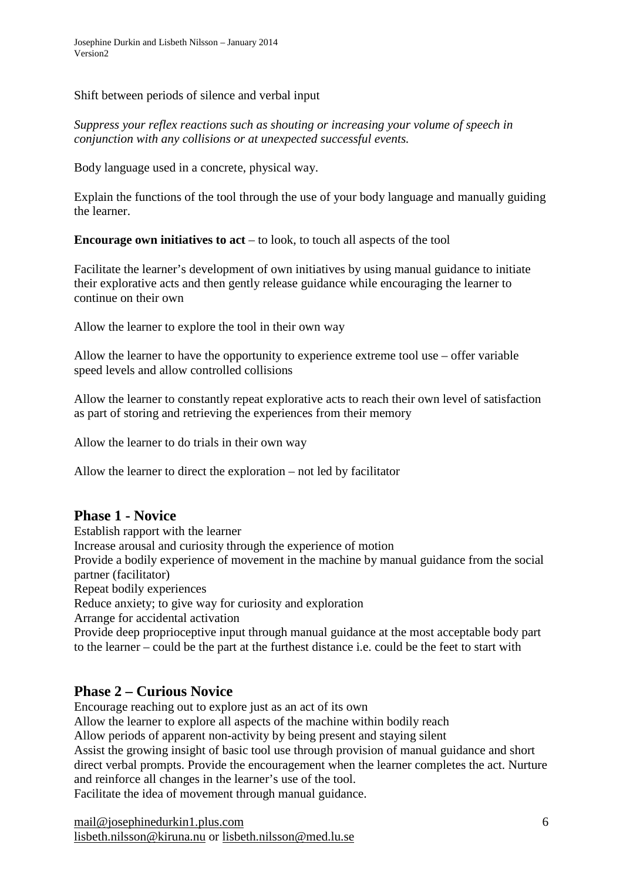Shift between periods of silence and verbal input

*Suppress your reflex reactions such as shouting or increasing your volume of speech in conjunction with any collisions or at unexpected successful events.*

Body language used in a concrete, physical way.

Explain the functions of the tool through the use of your body language and manually guiding the learner.

**Encourage own initiatives to act** – to look, to touch all aspects of the tool

Facilitate the learner's development of own initiatives by using manual guidance to initiate their explorative acts and then gently release guidance while encouraging the learner to continue on their own

Allow the learner to explore the tool in their own way

Allow the learner to have the opportunity to experience extreme tool use – offer variable speed levels and allow controlled collisions

Allow the learner to constantly repeat explorative acts to reach their own level of satisfaction as part of storing and retrieving the experiences from their memory

Allow the learner to do trials in their own way

Allow the learner to direct the exploration – not led by facilitator

## Phase 1 - Novice

Establish rapport with the learner
Increase arousal and curiosity through the experience of motion
Provide a bodily experience of movement in the machine by manual guidance from the social partner (facilitator)
Repeat bodily experiences
Reduce anxiety; to give way for curiosity and exploration
Arrange for accidental activation
Provide deep proprioceptive input through manual guidance at the most acceptable body part to the learner – could be the part at the furthest distance i.e. could be the feet to start with

## Phase 2 – Curious Novice

Encourage reaching out to explore just as an act of its own
Allow the learner to explore all aspects of the machine within bodily reach
Allow periods of apparent non-activity by being present and staying silent
Assist the growing insight of basic tool use through provision of manual guidance and short direct verbal prompts. Provide the encouragement when the learner completes the act. Nurture and reinforce all changes in the learner's use of the tool.
Facilitate the idea of movement through manual guidance.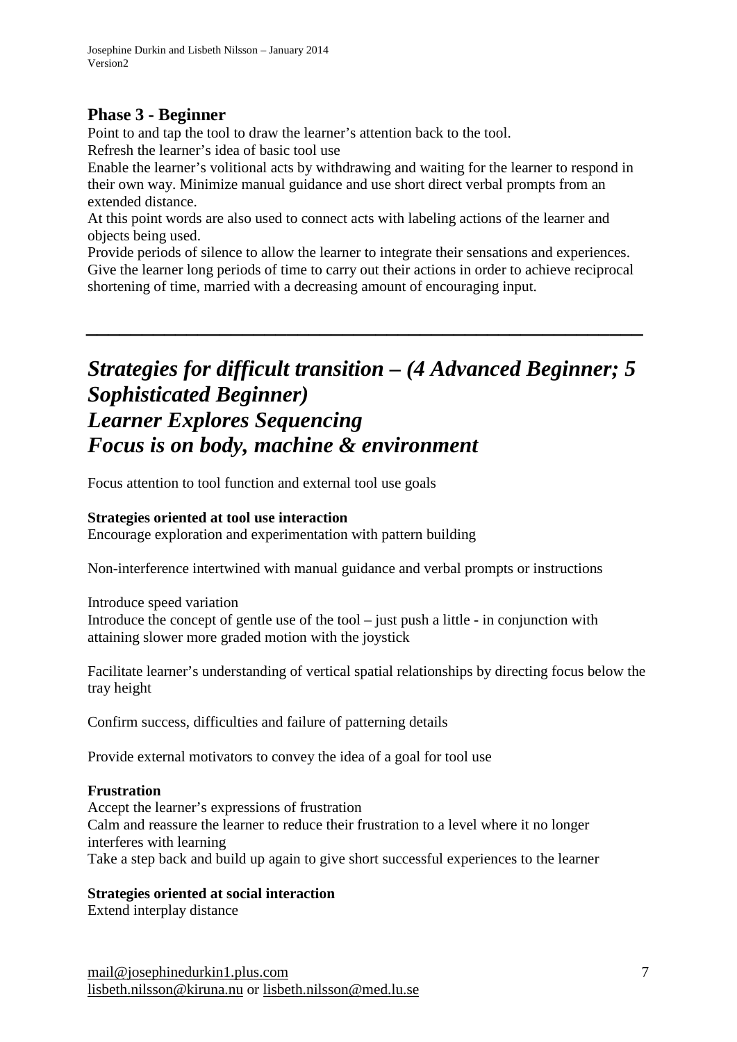## Phase 3 - Beginner

Point to and tap the tool to draw the learner's attention back to the tool.
Refresh the learner's idea of basic tool use
Enable the learner's volitional acts by withdrawing and waiting for the learner to respond in their own way. Minimize manual guidance and use short direct verbal prompts from an extended distance.
At this point words are also used to connect acts with labeling actions of the learner and objects being used.
Provide periods of silence to allow the learner to integrate their sensations and experiences.
Give the learner long periods of time to carry out their actions in order to achieve reciprocal shortening of time, married with a decreasing amount of encouraging input.

---

# *Strategies for difficult transition – (4 Advanced Beginner; 5 Sophisticated Beginner)*
# *Learner Explores Sequencing*
# *Focus is on body, machine & environment*

Focus attention to tool function and external tool use goals

**Strategies oriented at tool use interaction**
Encourage exploration and experimentation with pattern building

Non-interference intertwined with manual guidance and verbal prompts or instructions

Introduce speed variation
Introduce the concept of gentle use of the tool – just push a little - in conjunction with attaining slower more graded motion with the joystick

Facilitate learner's understanding of vertical spatial relationships by directing focus below the tray height

Confirm success, difficulties and failure of patterning details

Provide external motivators to convey the idea of a goal for tool use

**Frustration**
Accept the learner's expressions of frustration
Calm and reassure the learner to reduce their frustration to a level where it no longer interferes with learning
Take a step back and build up again to give short successful experiences to the learner

**Strategies oriented at social interaction**
Extend interplay distance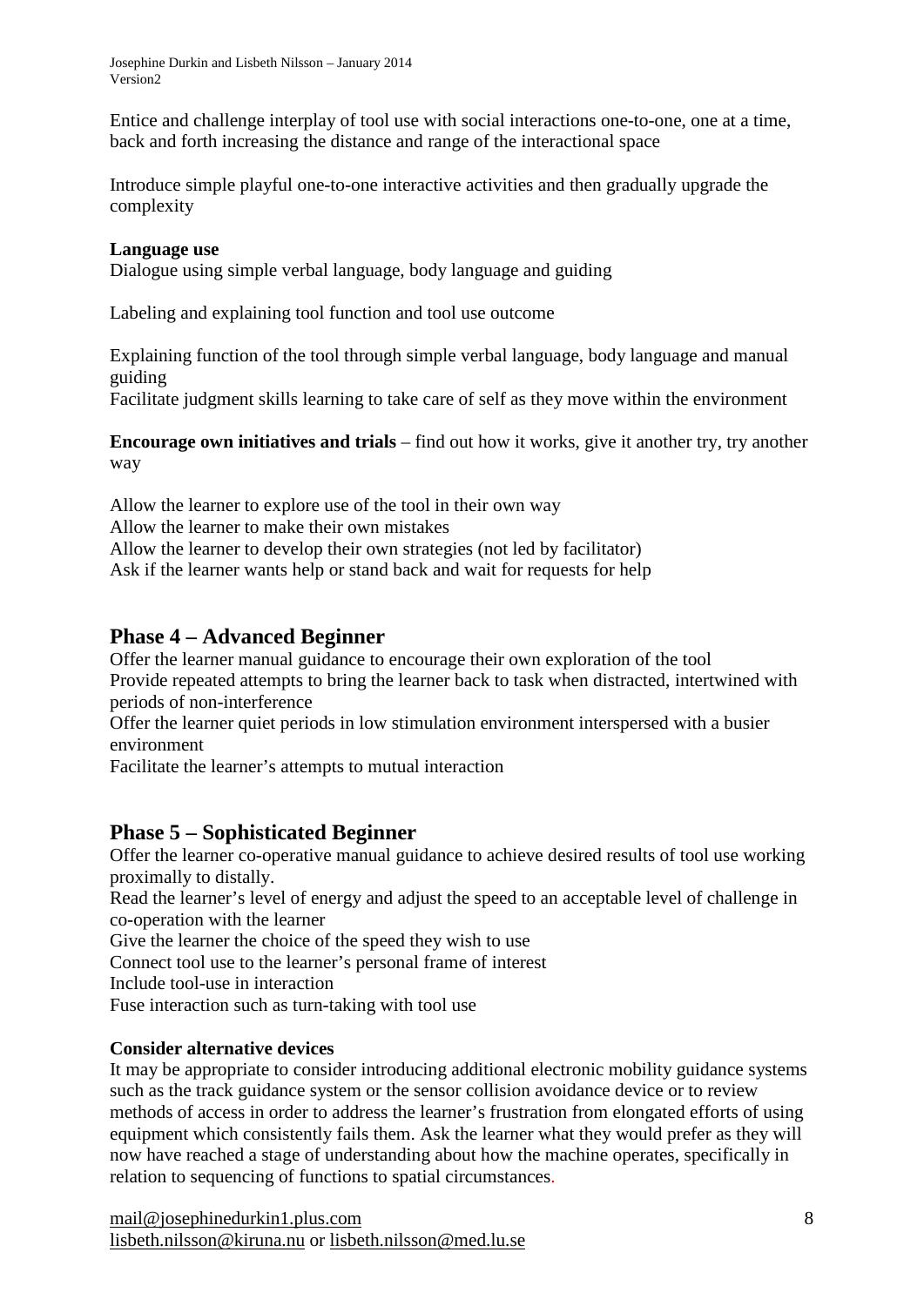Entice and challenge interplay of tool use with social interactions one-to-one, one at a time, back and forth increasing the distance and range of the interactional space

Introduce simple playful one-to-one interactive activities and then gradually upgrade the complexity

**Language use**
Dialogue using simple verbal language, body language and guiding

Labeling and explaining tool function and tool use outcome

Explaining function of the tool through simple verbal language, body language and manual guiding
Facilitate judgment skills learning to take care of self as they move within the environment

**Encourage own initiatives and trials** – find out how it works, give it another try, try another way

Allow the learner to explore use of the tool in their own way
Allow the learner to make their own mistakes
Allow the learner to develop their own strategies (not led by facilitator)
Ask if the learner wants help or stand back and wait for requests for help

## Phase 4 – Advanced Beginner

Offer the learner manual guidance to encourage their own exploration of the tool
Provide repeated attempts to bring the learner back to task when distracted, intertwined with periods of non-interference
Offer the learner quiet periods in low stimulation environment interspersed with a busier environment
Facilitate the learner's attempts to mutual interaction

## Phase 5 – Sophisticated Beginner

Offer the learner co-operative manual guidance to achieve desired results of tool use working proximally to distally.
Read the learner's level of energy and adjust the speed to an acceptable level of challenge in co-operation with the learner
Give the learner the choice of the speed they wish to use
Connect tool use to the learner's personal frame of interest
Include tool-use in interaction
Fuse interaction such as turn-taking with tool use

**Consider alternative devices**
It may be appropriate to consider introducing additional electronic mobility guidance systems such as the track guidance system or the sensor collision avoidance device or to review methods of access in order to address the learner's frustration from elongated efforts of using equipment which consistently fails them. Ask the learner what they would prefer as they will now have reached a stage of understanding about how the machine operates, specifically in relation to sequencing of functions to spatial circumstances.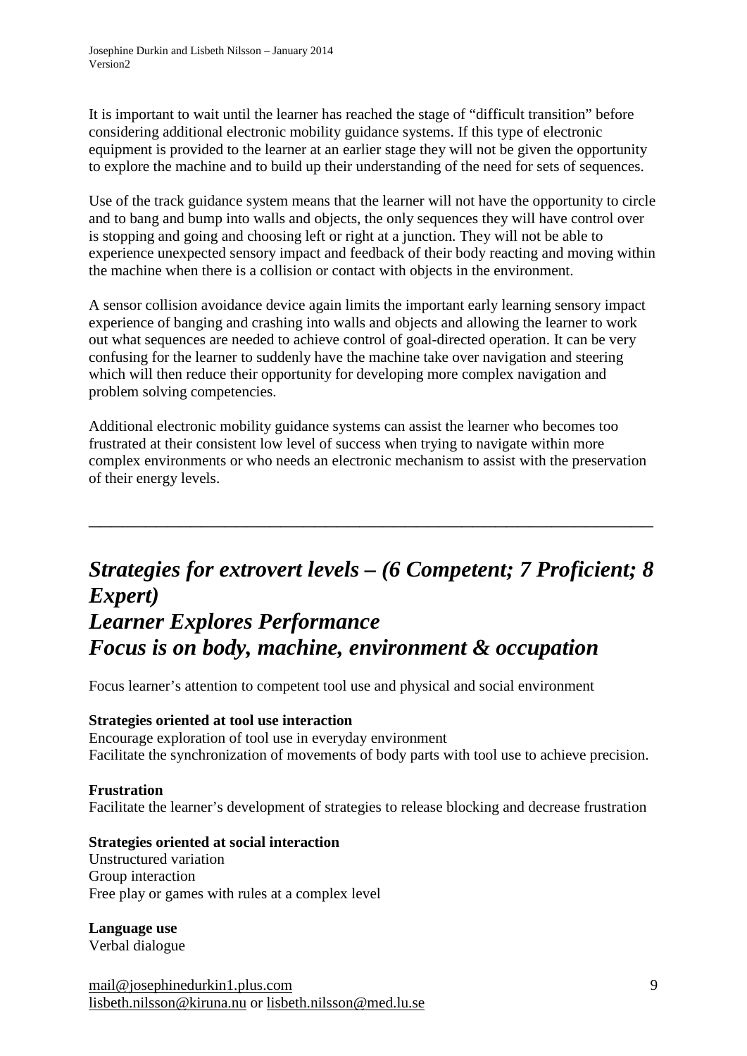It is important to wait until the learner has reached the stage of "difficult transition" before considering additional electronic mobility guidance systems. If this type of electronic equipment is provided to the learner at an earlier stage they will not be given the opportunity to explore the machine and to build up their understanding of the need for sets of sequences.

Use of the track guidance system means that the learner will not have the opportunity to circle and to bang and bump into walls and objects, the only sequences they will have control over is stopping and going and choosing left or right at a junction. They will not be able to experience unexpected sensory impact and feedback of their body reacting and moving within the machine when there is a collision or contact with objects in the environment.

A sensor collision avoidance device again limits the important early learning sensory impact experience of banging and crashing into walls and objects and allowing the learner to work out what sequences are needed to achieve control of goal-directed operation. It can be very confusing for the learner to suddenly have the machine take over navigation and steering which will then reduce their opportunity for developing more complex navigation and problem solving competencies.

Additional electronic mobility guidance systems can assist the learner who becomes too frustrated at their consistent low level of success when trying to navigate within more complex environments or who needs an electronic mechanism to assist with the preservation of their energy levels.

---

## *Strategies for extrovert levels – (6 Competent; 7 Proficient; 8 Expert)*
## *Learner Explores Performance*
## *Focus is on body, machine, environment & occupation*

Focus learner's attention to competent tool use and physical and social environment

**Strategies oriented at tool use interaction**
Encourage exploration of tool use in everyday environment
Facilitate the synchronization of movements of body parts with tool use to achieve precision.

**Frustration**
Facilitate the learner's development of strategies to release blocking and decrease frustration

**Strategies oriented at social interaction**
Unstructured variation
Group interaction
Free play or games with rules at a complex level

**Language use**
Verbal dialogue

mail@josephinedurkin1.plus.com
lisbeth.nilsson@kiruna.nu or lisbeth.nilsson@med.lu.se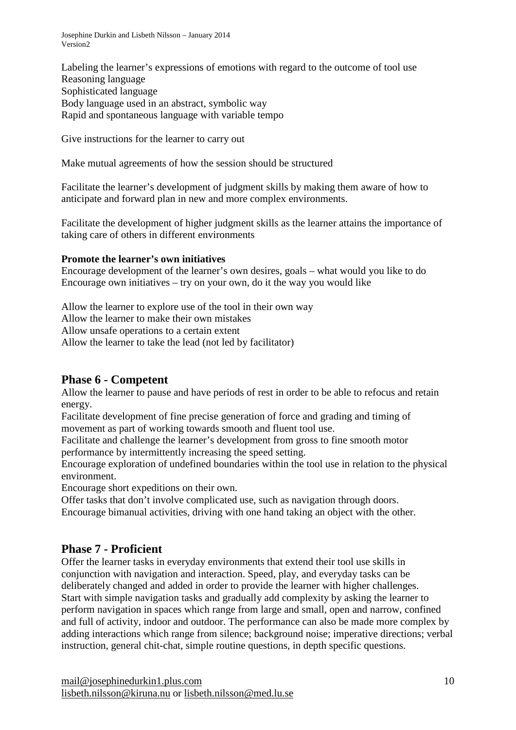Labeling the learner's expressions of emotions with regard to the outcome of tool use
Reasoning language
Sophisticated language
Body language used in an abstract, symbolic way
Rapid and spontaneous language with variable tempo

Give instructions for the learner to carry out

Make mutual agreements of how the session should be structured

Facilitate the learner's development of judgment skills by making them aware of how to anticipate and forward plan in new and more complex environments.

Facilitate the development of higher judgment skills as the learner attains the importance of taking care of others in different environments

**Promote the learner's own initiatives**
Encourage development of the learner's own desires, goals – what would you like to do
Encourage own initiatives – try on your own, do it the way you would like

Allow the learner to explore use of the tool in their own way
Allow the learner to make their own mistakes
Allow unsafe operations to a certain extent
Allow the learner to take the lead (not led by facilitator)

## Phase 6 - Competent

Allow the learner to pause and have periods of rest in order to be able to refocus and retain energy.
Facilitate development of fine precise generation of force and grading and timing of movement as part of working towards smooth and fluent tool use.
Facilitate and challenge the learner's development from gross to fine smooth motor performance by intermittently increasing the speed setting.
Encourage exploration of undefined boundaries within the tool use in relation to the physical environment.
Encourage short expeditions on their own.
Offer tasks that don't involve complicated use, such as navigation through doors.
Encourage bimanual activities, driving with one hand taking an object with the other.

## Phase 7 - Proficient

Offer the learner tasks in everyday environments that extend their tool use skills in conjunction with navigation and interaction. Speed, play, and everyday tasks can be deliberately changed and added in order to provide the learner with higher challenges.
Start with simple navigation tasks and gradually add complexity by asking the learner to perform navigation in spaces which range from large and small, open and narrow, confined and full of activity, indoor and outdoor. The performance can also be made more complex by adding interactions which range from silence; background noise; imperative directions; verbal instruction, general chit-chat, simple routine questions, in depth specific questions.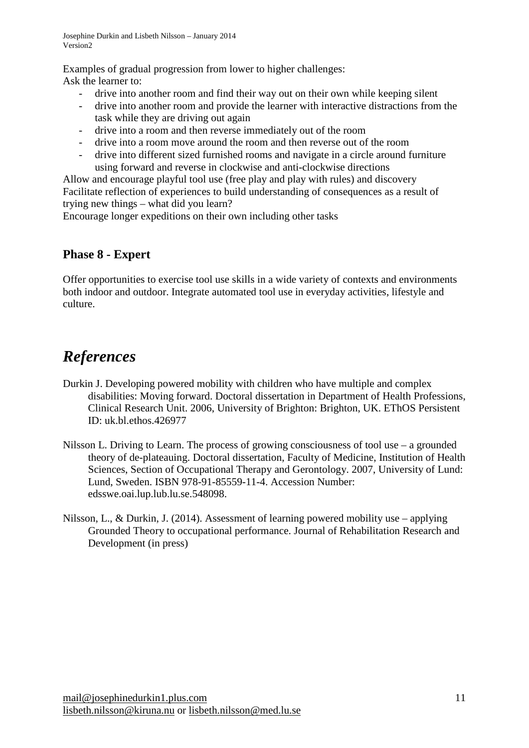Examples of gradual progression from lower to higher challenges:
Ask the learner to:

- drive into another room and find their way out on their own while keeping silent
- drive into another room and provide the learner with interactive distractions from the task while they are driving out again
- drive into a room and then reverse immediately out of the room
- drive into a room move around the room and then reverse out of the room
- drive into different sized furnished rooms and navigate in a circle around furniture using forward and reverse in clockwise and anti-clockwise directions

Allow and encourage playful tool use (free play and play with rules) and discovery
Facilitate reflection of experiences to build understanding of consequences as a result of trying new things – what did you learn?
Encourage longer expeditions on their own including other tasks

## Phase 8 - Expert

Offer opportunities to exercise tool use skills in a wide variety of contexts and environments both indoor and outdoor. Integrate automated tool use in everyday activities, lifestyle and culture.

# *References*

Durkin J. Developing powered mobility with children who have multiple and complex disabilities: Moving forward. Doctoral dissertation in Department of Health Professions, Clinical Research Unit. 2006, University of Brighton: Brighton, UK. EThOS Persistent ID: uk.bl.ethos.426977

Nilsson L. Driving to Learn. The process of growing consciousness of tool use – a grounded theory of de-plateauing. Doctoral dissertation, Faculty of Medicine, Institution of Health Sciences, Section of Occupational Therapy and Gerontology. 2007, University of Lund: Lund, Sweden. ISBN 978-91-85559-11-4. Accession Number: edsswe.oai.lup.lub.lu.se.548098.

Nilsson, L., & Durkin, J. (2014). Assessment of learning powered mobility use – applying Grounded Theory to occupational performance. Journal of Rehabilitation Research and Development (in press)